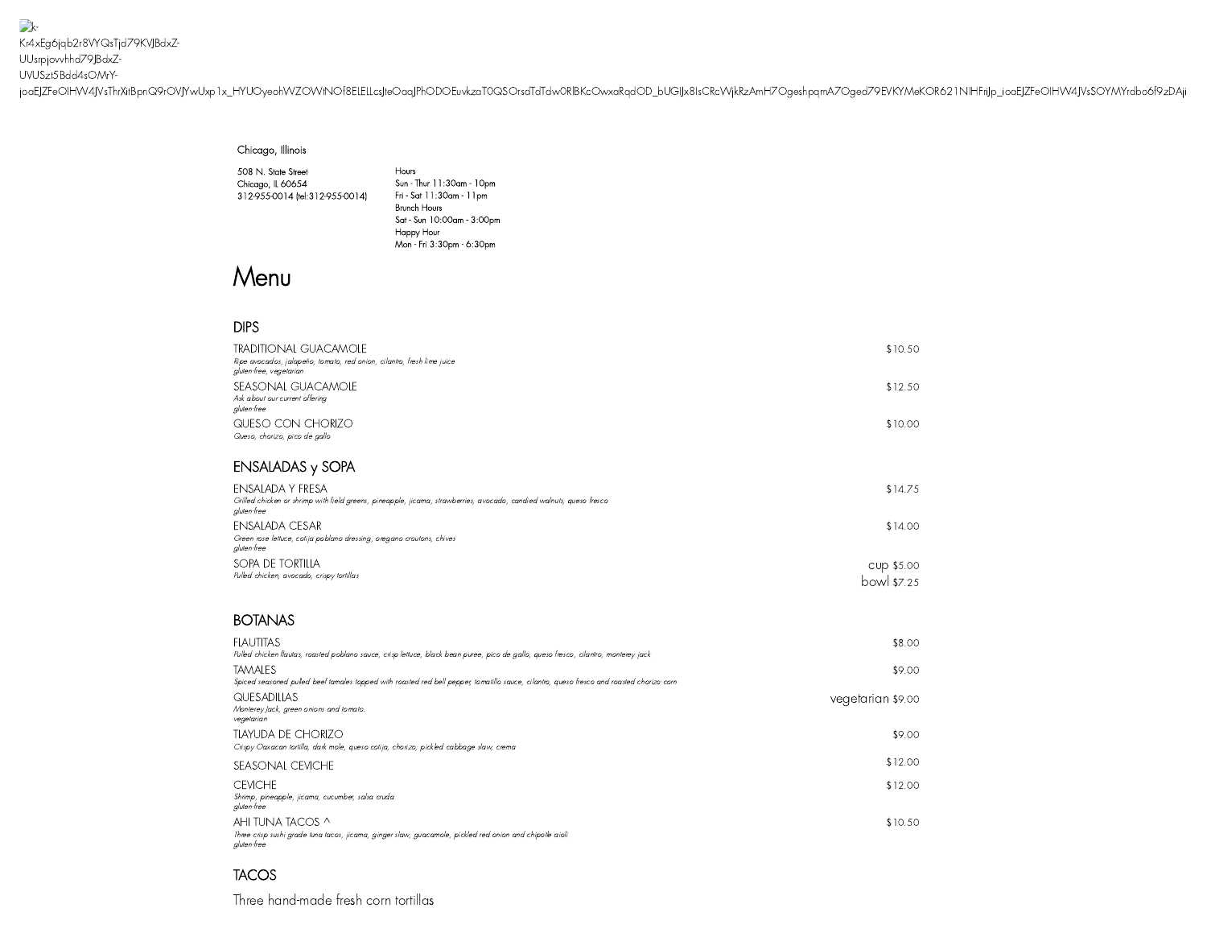k-Kr4xEg6jab2r8VYQsTjd79KVJBdxZ-UUsrpjowhhd79JBdxZ-UVUSzt5Bdd4sOMrY-joaEJZFeOlHW4JVsThrXitBpnQ9rOVJYwUxp1x_HYUOyeohWZOWtNOf8ELELLcsJteOaaJPhODOEuvkzaT0QSOrsdTdTdw0RlBKcOwxaRqdOD_bUGIJx8IsCRcWjkRzAmH7OgeshpqmA7Oged79EVKYMeKOR621NIHFriJp_joaEJZFeOlHW4JVsSOYMYrdbo6f9zDAji

Chicago, Illinois

508 N. State Street
Chicago, IL 60654
312-955-0014 (tel:312-955-0014)

Hours
Sun - Thur 11:30am - 10pm
Fri - Sat 11:30am - 11pm
Brunch Hours
Sat - Sun 10:00am - 3:00pm
Happy Hour
Mon - Fri 3:30pm - 6:30pm

# Menu

## DIPS

**TRADITIONAL GUACAMOLE** — $10.50
*Ripe avocados, jalapeño, tomato, red onion, cilantro, fresh lime juice*
*gluten-free, vegetarian*

**SEASONAL GUACAMOLE** — $12.50
*Ask about our current offering*
*gluten-free*

**QUESO CON CHORIZO** — $10.00
*Queso, chorizo, pico de gallo*

## ENSALADAS y SOPA

**ENSALADA Y FRESA** — $14.75
*Grilled chicken or shrimp with field greens, pineapple, jicama, strawberries, avocado, candied walnuts, queso fresco*
*gluten-free*

**ENSALADA CESAR** — $14.00
*Green rose lettuce, cotija poblano dressing, oregano croutons, chives*
*gluten-free*

**SOPA DE TORTILLA** — cup $5.00 / bowl $7.25
*Pulled chicken, avocado, crispy tortillas*

## BOTANAS

**FLAUTITAS** — $8.00
*Pulled chicken flautas, roasted poblano sauce, crisp lettuce, black bean puree, pico de gallo, queso fresco, cilantro, monterey jack*

**TAMALES** — $9.00
*Spiced seasoned pulled beef tamales topped with roasted red bell pepper, tomatillo sauce, cilantro, queso fresco and roasted chorizo corn*

**QUESADILLAS** — vegetarian $9.00
*Monterey Jack, green onions and tomato.*
*vegetarian*

**TLAYUDA DE CHORIZO** — $9.00
*Crispy Oaxacan tortilla, dark mole, queso cotija, chorizo, pickled cabbage slaw, crema*

**SEASONAL CEVICHE** — $12.00

**CEVICHE** — $12.00
*Shrimp, pineapple, jicama, cucumber, salsa cruda*
*gluten-free*

**AHI TUNA TACOS ^** — $10.50
*Three crisp sushi grade tuna tacos, jicama, ginger slaw, guacamole, pickled red onion and chipotle aioli*
*gluten-free*

## TACOS

Three hand-made fresh corn tortillas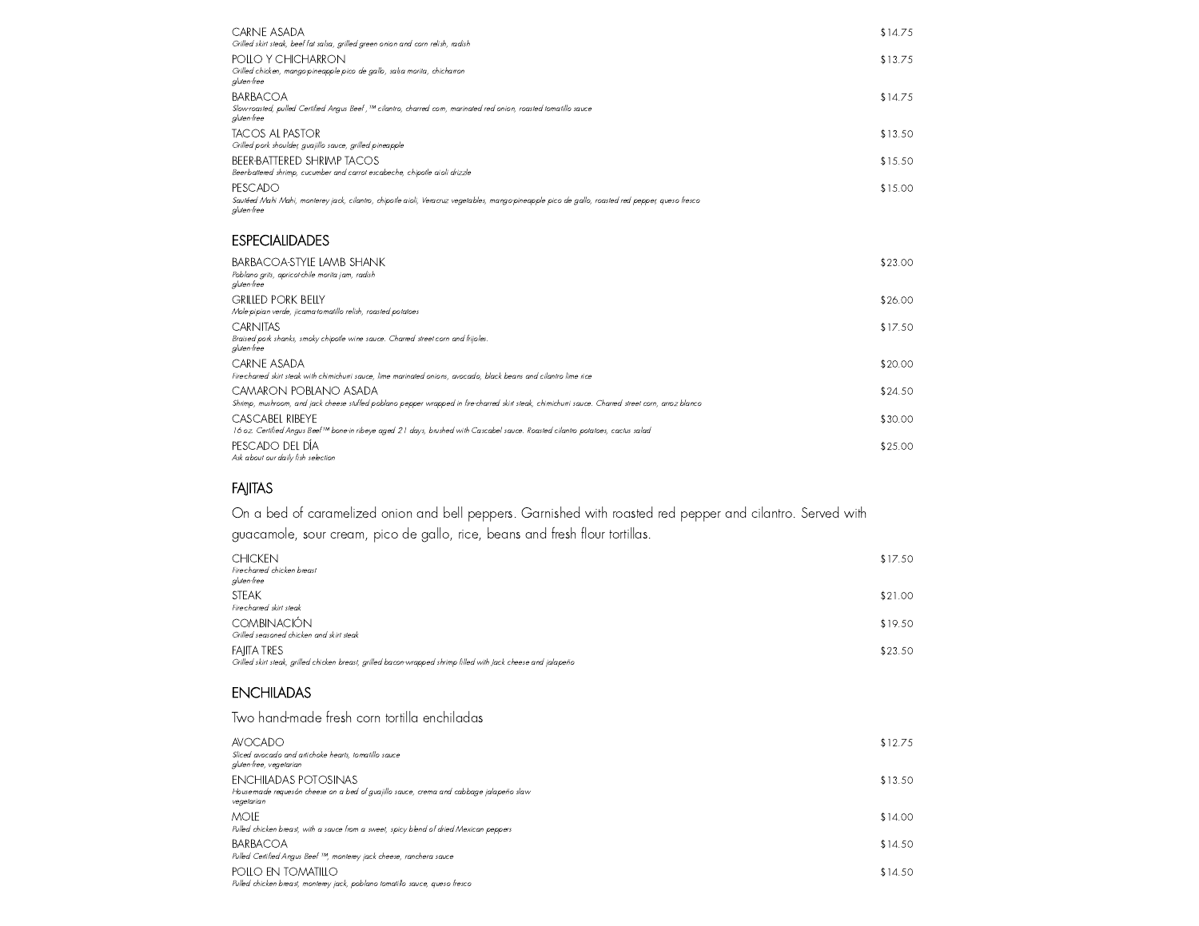CARNE ASADA — $14.75
*Grilled skirt steak, beef fat salsa, grilled green onion and corn relish, radish*

POLLO Y CHICHARRON — $13.75
*Grilled chicken, mango-pineapple pico de gallo, salsa morita, chicharron*
*gluten-free*

BARBACOA — $14.75
*Slow-roasted, pulled Certified Angus Beef ,™ cilantro, charred corn, marinated red onion, roasted tomatillo sauce*
*gluten-free*

TACOS AL PASTOR — $13.50
*Grilled pork shoulder, guajillo sauce, grilled pineapple*

BEER-BATTERED SHRIMP TACOS — $15.50
*Beer-battered shrimp, cucumber and carrot escabeche, chipotle aioli drizzle*

PESCADO — $15.00
*Sautéed Mahi Mahi, monterey jack, cilantro, chipotle aioli, Veracruz vegetables, mango-pineapple pico de gallo, roasted red pepper, queso fresco*
*gluten-free*

## ESPECIALIDADES

BARBACOA-STYLE LAMB SHANK — $23.00
*Poblano grits, apricot-chile morita jam, radish*
*gluten-free*

GRILLED PORK BELLY — $26.00
*Mole-pipian verde, jicama-tomatillo relish, roasted potatoes*

CARNITAS — $17.50
*Braised pork shanks, smoky chipotle wine sauce. Charred street corn and frijoles.*
*gluten-free*

CARNE ASADA — $20.00
*Fire-charred skirt steak with chimichurri sauce, lime marinated onions, avocado, black beans and cilantro lime rice*

CAMARON POBLANO ASADA — $24.50
*Shrimp, mushroom, and jack cheese stuffed poblano pepper wrapped in fire-charred skirt steak, chimichurri sauce. Charred street corn, arroz blanco*

CASCABEL RIBEYE — $30.00
*16 oz. Certified Angus Beef™ bone-in ribeye aged 21 days, brushed with Cascabel sauce. Roasted cilantro potatoes, cactus salad*

PESCADO DEL DÍA — $25.00
*Ask about our daily fish selection*

## FAJITAS

On a bed of caramelized onion and bell peppers. Garnished with roasted red pepper and cilantro. Served with guacamole, sour cream, pico de gallo, rice, beans and fresh flour tortillas.

CHICKEN — $17.50
*Fire-charred chicken breast*
*gluten-free*

STEAK — $21.00
*Fire-charred skirt steak*

COMBINACIÓN — $19.50
*Grilled seasoned chicken and skirt steak*

FAJITA TRES — $23.50
*Grilled skirt steak, grilled chicken breast, grilled bacon-wrapped shrimp filled with Jack cheese and jalapeño*

## ENCHILADAS

Two hand-made fresh corn tortilla enchiladas

AVOCADO — $12.75
*Sliced avocado and artichoke hearts, tomatillo sauce*
*gluten-free, vegetarian*

ENCHILADAS POTOSINAS — $13.50
*House-made requesón cheese on a bed of guajillo sauce, crema and cabbage jalapeño slaw*
*vegetarian*

MOLE — $14.00
*Pulled chicken breast, with a sauce from a sweet, spicy blend of dried Mexican peppers*

BARBACOA — $14.50
*Pulled Certified Angus Beef ™, monterey jack cheese, ranchera sauce*

POLLO EN TOMATILLO — $14.50
*Pulled chicken breast, monterey jack, poblano tomatillo sauce, queso fresco*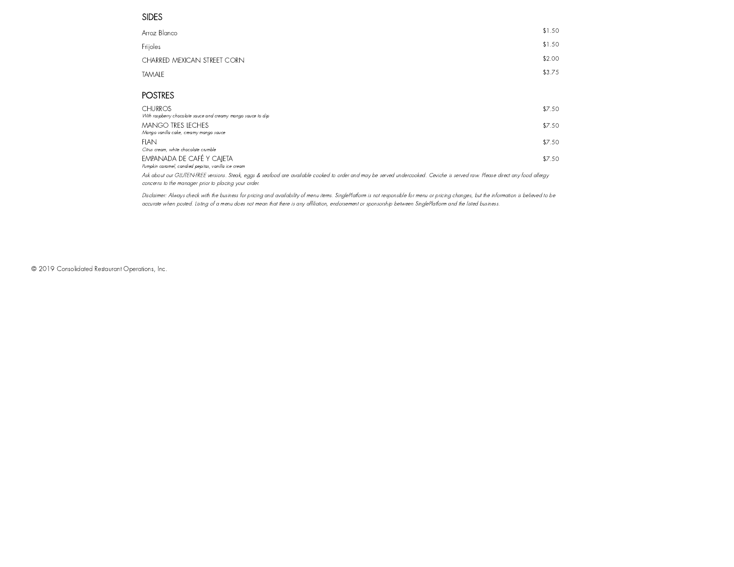## SIDES

| | |
|---|---|
| Arroz Blanco | $1.50 |
| Frijoles | $1.50 |
| CHARRED MEXICAN STREET CORN | $2.00 |
| TAMALE | $3.75 |

## POSTRES

| | |
|---|---|
| CHURROS<br>*With raspberry chocolate sauce and creamy mango sauce to dip* | $7.50 |
| MANGO TRES LECHES<br>*Mango vanilla cake, creamy mango sauce* | $7.50 |
| FLAN<br>*Citrus cream, white chocolate crumble* | $7.50 |
| EMPANADA DE CAFÉ Y CAJETA<br>*Pumpkin caramel, candied pepitas, vanilla ice cream* | $7.50 |

*Ask about our GLUTEN-FREE versions. Steak, eggs & seafood are available cooked to order and may be served undercooked. Ceviche is served raw. Please direct any food allergy concerns to the manager prior to placing your order.*

*Disclaimer: Always check with the business for pricing and availability of menu items. SinglePlatform is not responsible for menu or pricing changes, but the information is believed to be accurate when posted. Listing of a menu does not mean that there is any affiliation, endorsement or sponsorship between SinglePlatform and the listed business.*

© 2019 Consolidated Restaurant Operations, Inc.